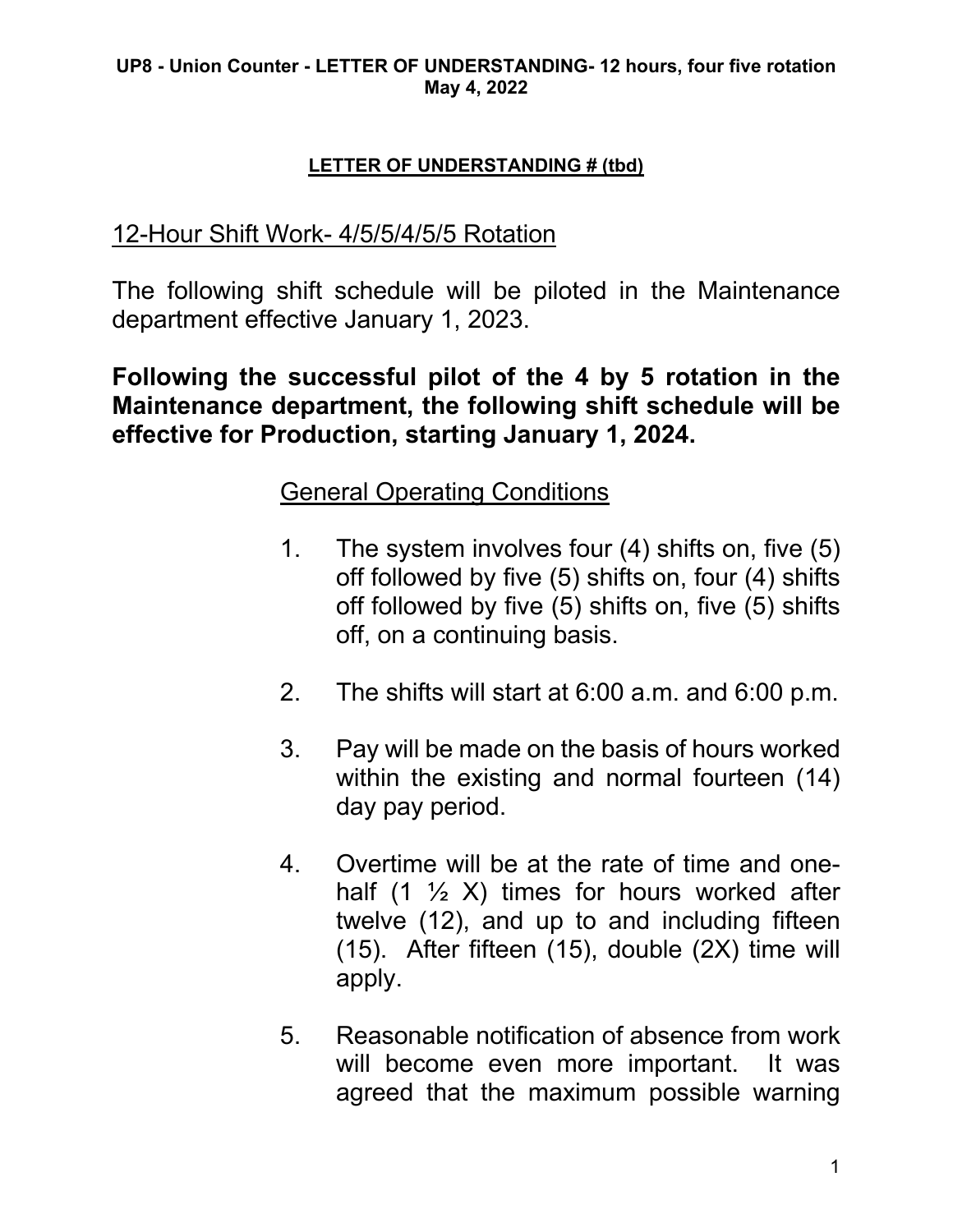**UP8 - Union Counter - LETTER OF UNDERSTANDING- 12 hours, four five rotation**
**May 4, 2022**

**LETTER OF UNDERSTANDING # (tbd)**

## 12-Hour Shift Work- 4/5/5/4/5/5 Rotation

The following shift schedule will be piloted in the Maintenance department effective January 1, 2023.

**Following the successful pilot of the 4 by 5 rotation in the Maintenance department, the following shift schedule will be effective for Production, starting January 1, 2024.**

### General Operating Conditions

1. The system involves four (4) shifts on, five (5) off followed by five (5) shifts on, four (4) shifts off followed by five (5) shifts on, five (5) shifts off, on a continuing basis.

2. The shifts will start at 6:00 a.m. and 6:00 p.m.

3. Pay will be made on the basis of hours worked within the existing and normal fourteen (14) day pay period.

4. Overtime will be at the rate of time and one-half (1 ½ X) times for hours worked after twelve (12), and up to and including fifteen (15). After fifteen (15), double (2X) time will apply.

5. Reasonable notification of absence from work will become even more important. It was agreed that the maximum possible warning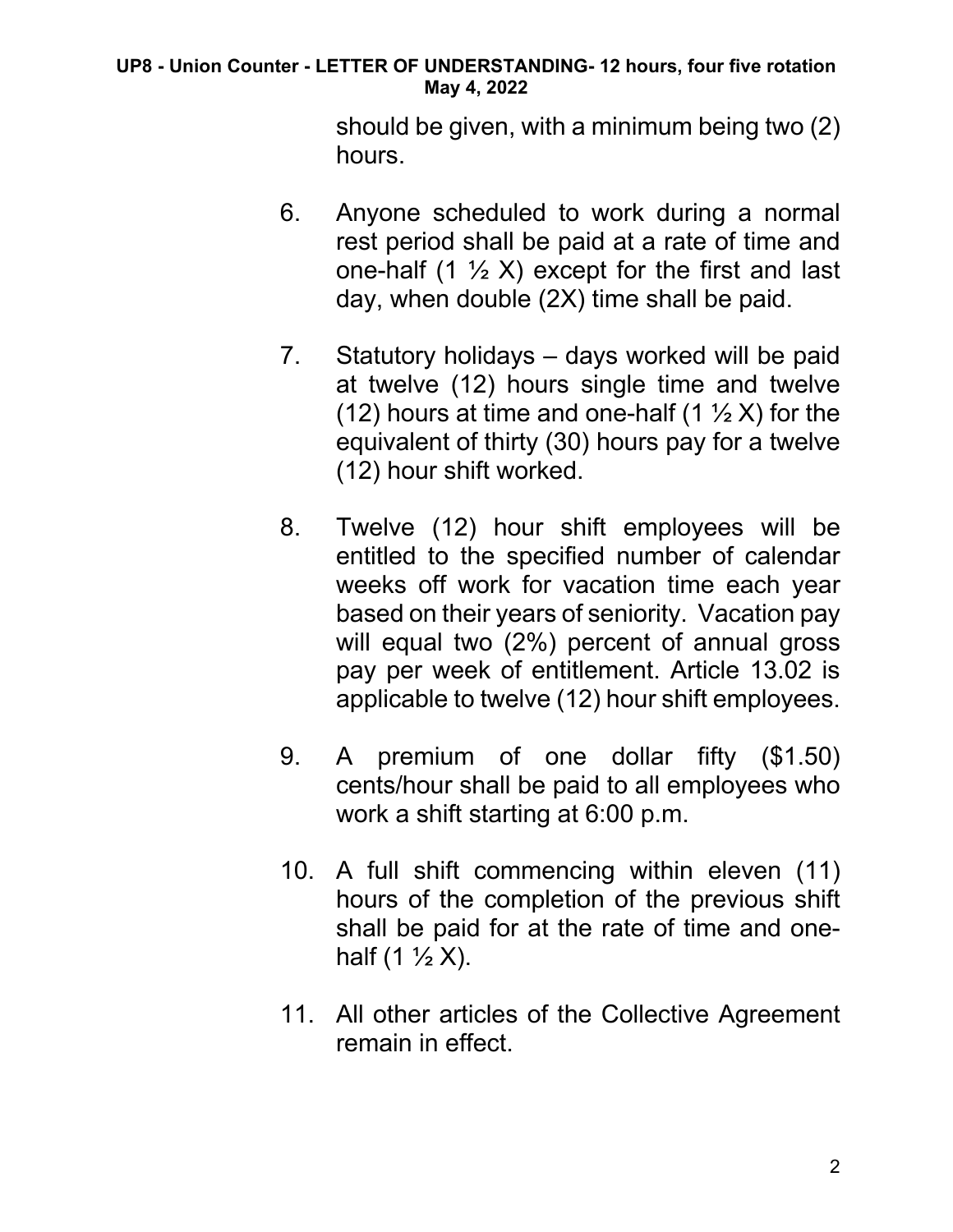should be given, with a minimum being two (2) hours.

6. Anyone scheduled to work during a normal rest period shall be paid at a rate of time and one-half (1 ½ X) except for the first and last day, when double (2X) time shall be paid.

7. Statutory holidays – days worked will be paid at twelve (12) hours single time and twelve (12) hours at time and one-half (1 ½ X) for the equivalent of thirty (30) hours pay for a twelve (12) hour shift worked.

8. Twelve (12) hour shift employees will be entitled to the specified number of calendar weeks off work for vacation time each year based on their years of seniority. Vacation pay will equal two (2%) percent of annual gross pay per week of entitlement. Article 13.02 is applicable to twelve (12) hour shift employees.

9. A premium of one dollar fifty ($1.50) cents/hour shall be paid to all employees who work a shift starting at 6:00 p.m.

10. A full shift commencing within eleven (11) hours of the completion of the previous shift shall be paid for at the rate of time and one-half (1 ½ X).

11. All other articles of the Collective Agreement remain in effect.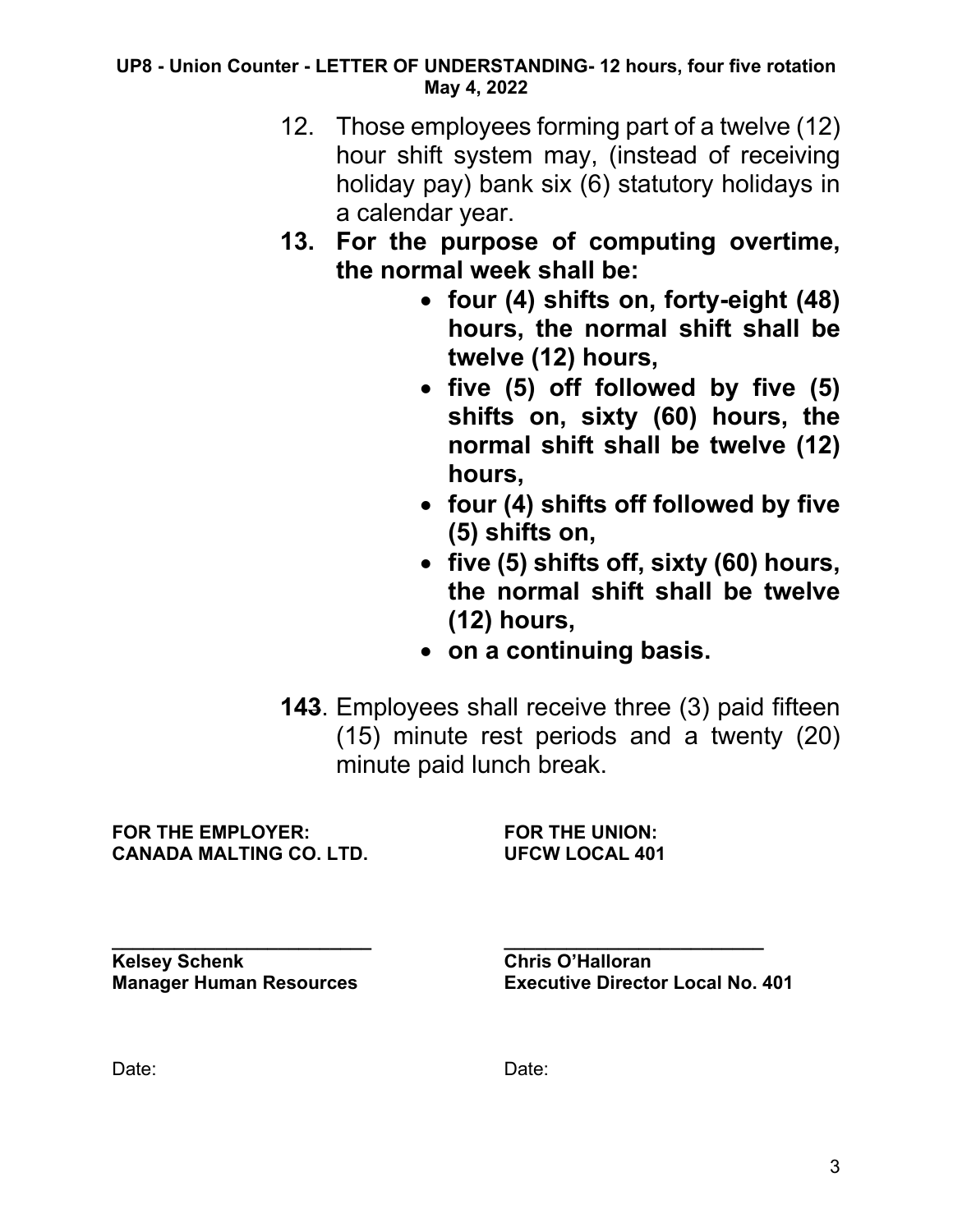12. Those employees forming part of a twelve (12) hour shift system may, (instead of receiving holiday pay) bank six (6) statutory holidays in a calendar year.

**13. For the purpose of computing overtime, the normal week shall be:**

- **four (4) shifts on, forty-eight (48) hours, the normal shift shall be twelve (12) hours,**
- **five (5) off followed by five (5) shifts on, sixty (60) hours, the normal shift shall be twelve (12) hours,**
- **four (4) shifts off followed by five (5) shifts on,**
- **five (5) shifts off, sixty (60) hours, the normal shift shall be twelve (12) hours,**
- **on a continuing basis.**

**14**~~3~~. Employees shall receive three (3) paid fifteen (15) minute rest periods and a twenty (20) minute paid lunch break.

| **FOR THE EMPLOYER:** | **FOR THE UNION:** |
|---|---|
| **CANADA MALTING CO. LTD.** | **UFCW LOCAL 401** |
| _________________________ | _________________________ |
| **Kelsey Schenk** | **Chris O'Halloran** |
| **Manager Human Resources** | **Executive Director Local No. 401** |
| Date: | Date: |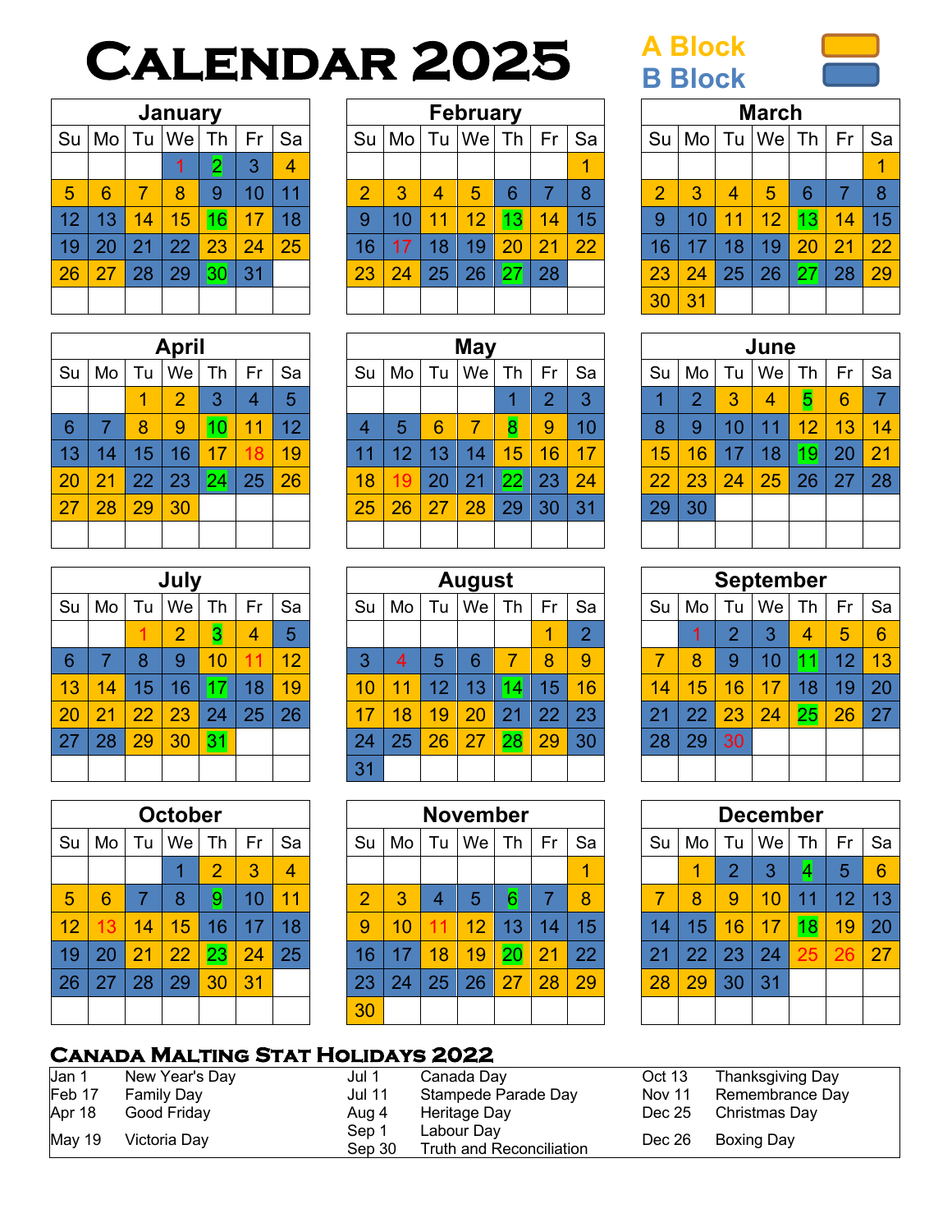# Calendar 2025

A Block
B Block

### January

| Su | Mo | Tu | We | Th | Fr | Sa |
|---|---|---|---|---|---|---|
| | | | 1 | 2 | 3 | 4 |
| 5 | 6 | 7 | 8 | 9 | 10 | 11 |
| 12 | 13 | 14 | 15 | 16 | 17 | 18 |
| 19 | 20 | 21 | 22 | 23 | 24 | 25 |
| 26 | 27 | 28 | 29 | 30 | 31 | |

### February

| Su | Mo | Tu | We | Th | Fr | Sa |
|---|---|---|---|---|---|---|
| | | | | | | 1 |
| 2 | 3 | 4 | 5 | 6 | 7 | 8 |
| 9 | 10 | 11 | 12 | 13 | 14 | 15 |
| 16 | 17 | 18 | 19 | 20 | 21 | 22 |
| 23 | 24 | 25 | 26 | 27 | 28 | |

### March

| Su | Mo | Tu | We | Th | Fr | Sa |
|---|---|---|---|---|---|---|
| | | | | | | 1 |
| 2 | 3 | 4 | 5 | 6 | 7 | 8 |
| 9 | 10 | 11 | 12 | 13 | 14 | 15 |
| 16 | 17 | 18 | 19 | 20 | 21 | 22 |
| 23 | 24 | 25 | 26 | 27 | 28 | 29 |
| 30 | 31 | | | | | |

### April

| Su | Mo | Tu | We | Th | Fr | Sa |
|---|---|---|---|---|---|---|
| | | 1 | 2 | 3 | 4 | 5 |
| 6 | 7 | 8 | 9 | 10 | 11 | 12 |
| 13 | 14 | 15 | 16 | 17 | 18 | 19 |
| 20 | 21 | 22 | 23 | 24 | 25 | 26 |
| 27 | 28 | 29 | 30 | | | |

### May

| Su | Mo | Tu | We | Th | Fr | Sa |
|---|---|---|---|---|---|---|
| | | | | 1 | 2 | 3 |
| 4 | 5 | 6 | 7 | 8 | 9 | 10 |
| 11 | 12 | 13 | 14 | 15 | 16 | 17 |
| 18 | 19 | 20 | 21 | 22 | 23 | 24 |
| 25 | 26 | 27 | 28 | 29 | 30 | 31 |

### June

| Su | Mo | Tu | We | Th | Fr | Sa |
|---|---|---|---|---|---|---|
| 1 | 2 | 3 | 4 | 5 | 6 | 7 |
| 8 | 9 | 10 | 11 | 12 | 13 | 14 |
| 15 | 16 | 17 | 18 | 19 | 20 | 21 |
| 22 | 23 | 24 | 25 | 26 | 27 | 28 |
| 29 | 30 | | | | | |

### July

| Su | Mo | Tu | We | Th | Fr | Sa |
|---|---|---|---|---|---|---|
| | | 1 | 2 | 3 | 4 | 5 |
| 6 | 7 | 8 | 9 | 10 | 11 | 12 |
| 13 | 14 | 15 | 16 | 17 | 18 | 19 |
| 20 | 21 | 22 | 23 | 24 | 25 | 26 |
| 27 | 28 | 29 | 30 | 31 | | |

### August

| Su | Mo | Tu | We | Th | Fr | Sa |
|---|---|---|---|---|---|---|
| | | | | | 1 | 2 |
| 3 | 4 | 5 | 6 | 7 | 8 | 9 |
| 10 | 11 | 12 | 13 | 14 | 15 | 16 |
| 17 | 18 | 19 | 20 | 21 | 22 | 23 |
| 24 | 25 | 26 | 27 | 28 | 29 | 30 |
| 31 | | | | | | |

### September

| Su | Mo | Tu | We | Th | Fr | Sa |
|---|---|---|---|---|---|---|
| | 1 | 2 | 3 | 4 | 5 | 6 |
| 7 | 8 | 9 | 10 | 11 | 12 | 13 |
| 14 | 15 | 16 | 17 | 18 | 19 | 20 |
| 21 | 22 | 23 | 24 | 25 | 26 | 27 |
| 28 | 29 | 30 | | | | |

### October

| Su | Mo | Tu | We | Th | Fr | Sa |
|---|---|---|---|---|---|---|
| | | | 1 | 2 | 3 | 4 |
| 5 | 6 | 7 | 8 | 9 | 10 | 11 |
| 12 | 13 | 14 | 15 | 16 | 17 | 18 |
| 19 | 20 | 21 | 22 | 23 | 24 | 25 |
| 26 | 27 | 28 | 29 | 30 | 31 | |

### November

| Su | Mo | Tu | We | Th | Fr | Sa |
|---|---|---|---|---|---|---|
| | | | | | | 1 |
| 2 | 3 | 4 | 5 | 6 | 7 | 8 |
| 9 | 10 | 11 | 12 | 13 | 14 | 15 |
| 16 | 17 | 18 | 19 | 20 | 21 | 22 |
| 23 | 24 | 25 | 26 | 27 | 28 | 29 |
| 30 | | | | | | |

### December

| Su | Mo | Tu | We | Th | Fr | Sa |
|---|---|---|---|---|---|---|
| | 1 | 2 | 3 | 4 | 5 | 6 |
| 7 | 8 | 9 | 10 | 11 | 12 | 13 |
| 14 | 15 | 16 | 17 | 18 | 19 | 20 |
| 21 | 22 | 23 | 24 | 25 | 26 | 27 |
| 28 | 29 | 30 | 31 | | | |

## Canada Malting Stat Holidays 2022

| | | | | | |
|---|---|---|---|---|---|
| Jan 1 | New Year's Day | Jul 1 | Canada Day | Oct 13 | Thanksgiving Day |
| Feb 17 | Family Day | Jul 11 | Stampede Parade Day | Nov 11 | Remembrance Day |
| Apr 18 | Good Friday | Aug 4 | Heritage Day | Dec 25 | Christmas Day |
| May 19 | Victoria Day | Sep 1<br>Sep 30 | Labour Day<br>Truth and Reconciliation | Dec 26 | Boxing Day |